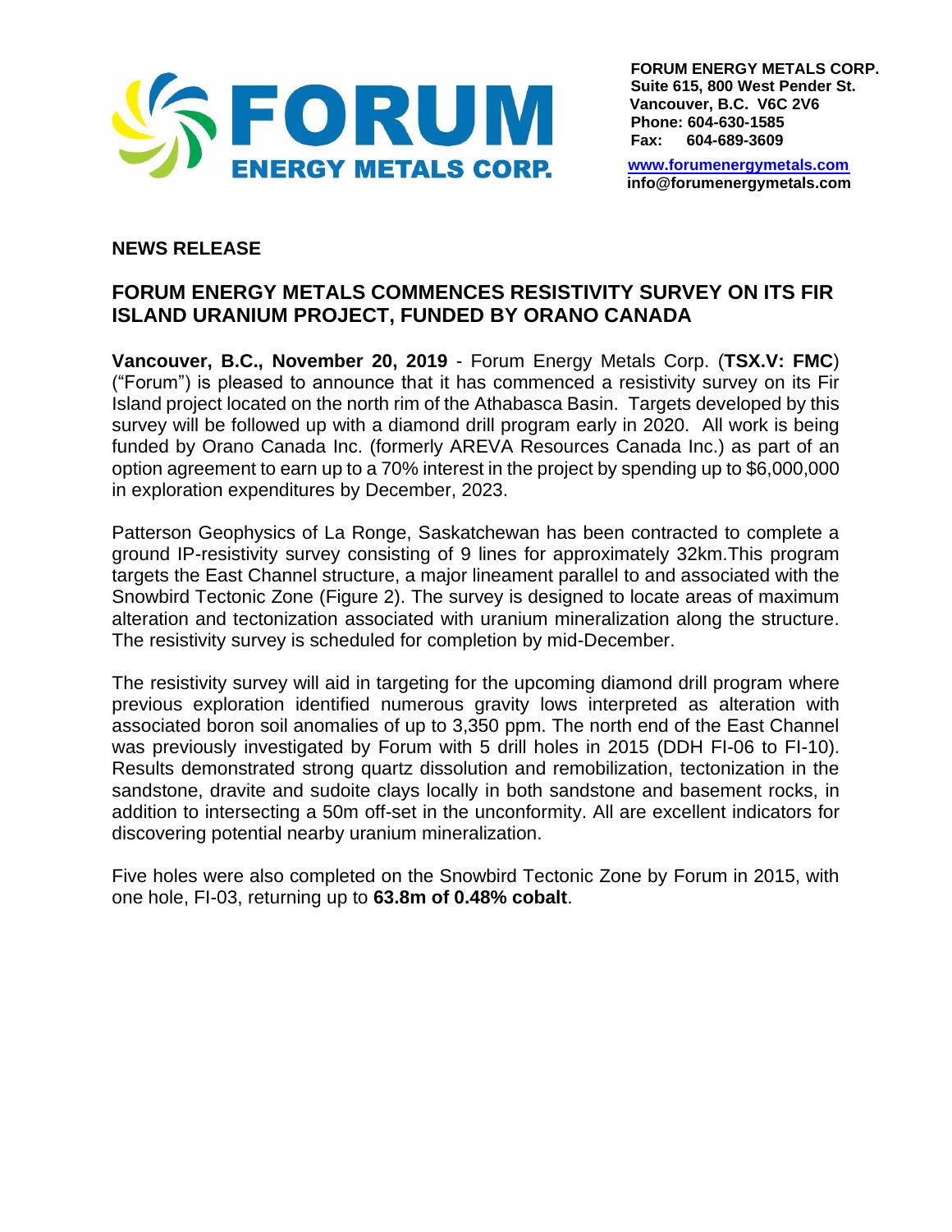**FORUM ENERGY METALS CORP.**
**Suite 615, 800 West Pender St.**
**Vancouver, B.C. V6C 2V6**
**Phone: 604-630-1585**
**Fax: 604-689-3609**

**www.forumenergymetals.com**
**info@forumenergymetals.com**

## NEWS RELEASE

# FORUM ENERGY METALS COMMENCES RESISTIVITY SURVEY ON ITS FIR ISLAND URANIUM PROJECT, FUNDED BY ORANO CANADA

**Vancouver, B.C., November 20, 2019** - Forum Energy Metals Corp. (**TSX.V: FMC**) ("Forum") is pleased to announce that it has commenced a resistivity survey on its Fir Island project located on the north rim of the Athabasca Basin. Targets developed by this survey will be followed up with a diamond drill program early in 2020. All work is being funded by Orano Canada Inc. (formerly AREVA Resources Canada Inc.) as part of an option agreement to earn up to a 70% interest in the project by spending up to $6,000,000 in exploration expenditures by December, 2023.

Patterson Geophysics of La Ronge, Saskatchewan has been contracted to complete a ground IP-resistivity survey consisting of 9 lines for approximately 32km.This program targets the East Channel structure, a major lineament parallel to and associated with the Snowbird Tectonic Zone (Figure 2). The survey is designed to locate areas of maximum alteration and tectonization associated with uranium mineralization along the structure. The resistivity survey is scheduled for completion by mid-December.

The resistivity survey will aid in targeting for the upcoming diamond drill program where previous exploration identified numerous gravity lows interpreted as alteration with associated boron soil anomalies of up to 3,350 ppm. The north end of the East Channel was previously investigated by Forum with 5 drill holes in 2015 (DDH FI-06 to FI-10). Results demonstrated strong quartz dissolution and remobilization, tectonization in the sandstone, dravite and sudoite clays locally in both sandstone and basement rocks, in addition to intersecting a 50m off-set in the unconformity. All are excellent indicators for discovering potential nearby uranium mineralization.

Five holes were also completed on the Snowbird Tectonic Zone by Forum in 2015, with one hole, FI-03, returning up to **63.8m of 0.48% cobalt**.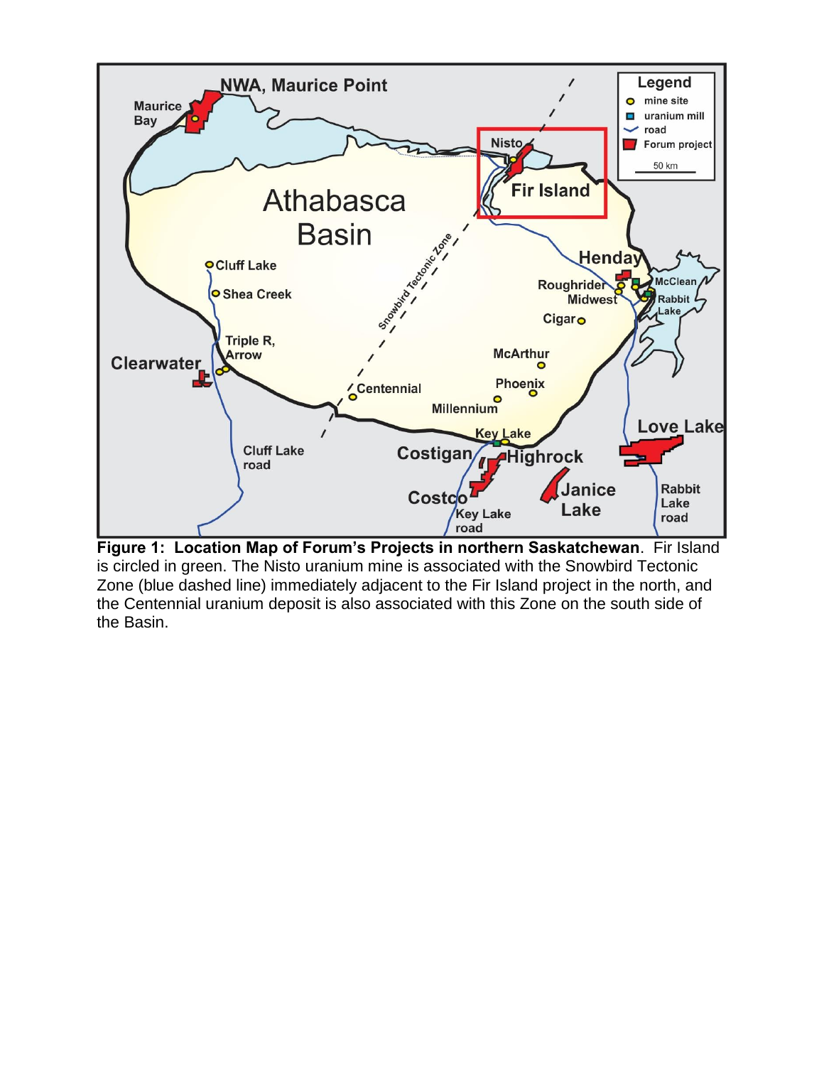**Figure 1: Location Map of Forum's Projects in northern Saskatchewan**. Fir Island is circled in green. The Nisto uranium mine is associated with the Snowbird Tectonic Zone (blue dashed line) immediately adjacent to the Fir Island project in the north, and the Centennial uranium deposit is also associated with this Zone on the south side of the Basin.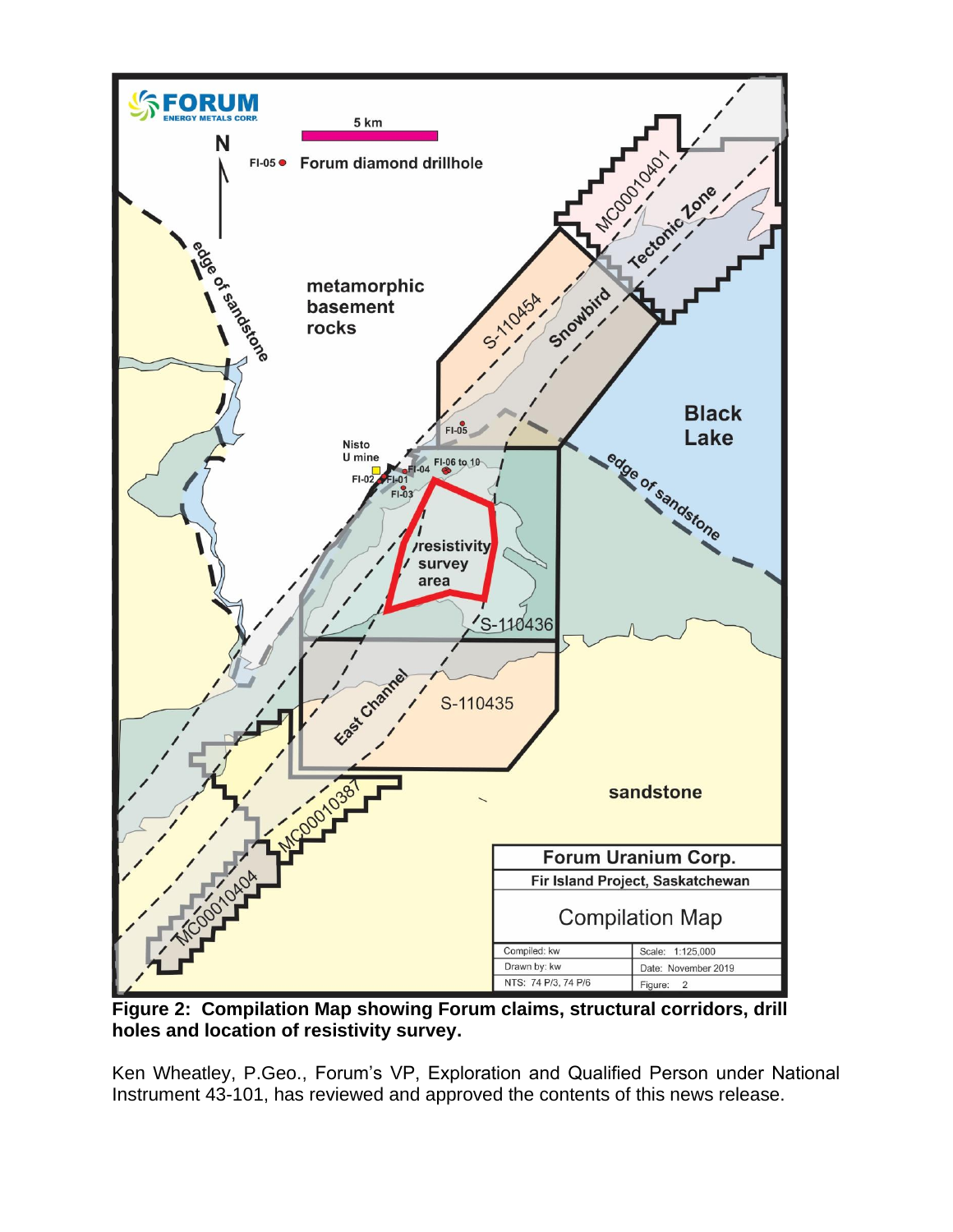**Figure 2: Compilation Map showing Forum claims, structural corridors, drill holes and location of resistivity survey.**

Ken Wheatley, P.Geo., Forum's VP, Exploration and Qualified Person under National Instrument 43-101, has reviewed and approved the contents of this news release.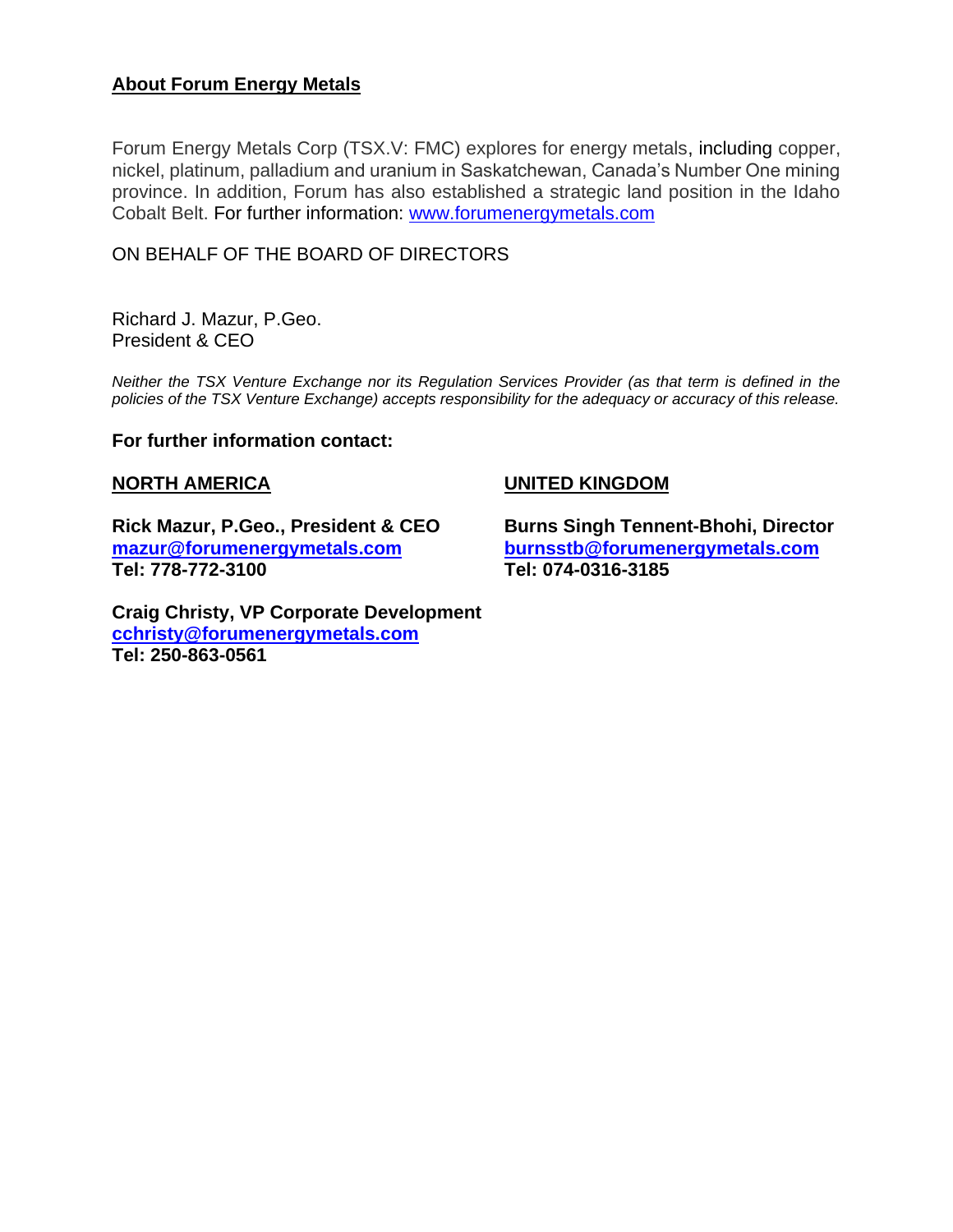## About Forum Energy Metals

Forum Energy Metals Corp (TSX.V: FMC) explores for energy metals, including copper, nickel, platinum, palladium and uranium in Saskatchewan, Canada's Number One mining province. In addition, Forum has also established a strategic land position in the Idaho Cobalt Belt. For further information: www.forumenergymetals.com

ON BEHALF OF THE BOARD OF DIRECTORS

Richard J. Mazur, P.Geo.
President & CEO

*Neither the TSX Venture Exchange nor its Regulation Services Provider (as that term is defined in the policies of the TSX Venture Exchange) accepts responsibility for the adequacy or accuracy of this release.*

**For further information contact:**

**NORTH AMERICA**

**Rick Mazur, P.Geo., President & CEO**
**mazur@forumenergymetals.com**
**Tel: 778-772-3100**

**Craig Christy, VP Corporate Development**
**cchristy@forumenergymetals.com**
**Tel: 250-863-0561**

**UNITED KINGDOM**

**Burns Singh Tennent-Bhohi, Director**
**burnsstb@forumenergymetals.com**
**Tel: 074-0316-3185**